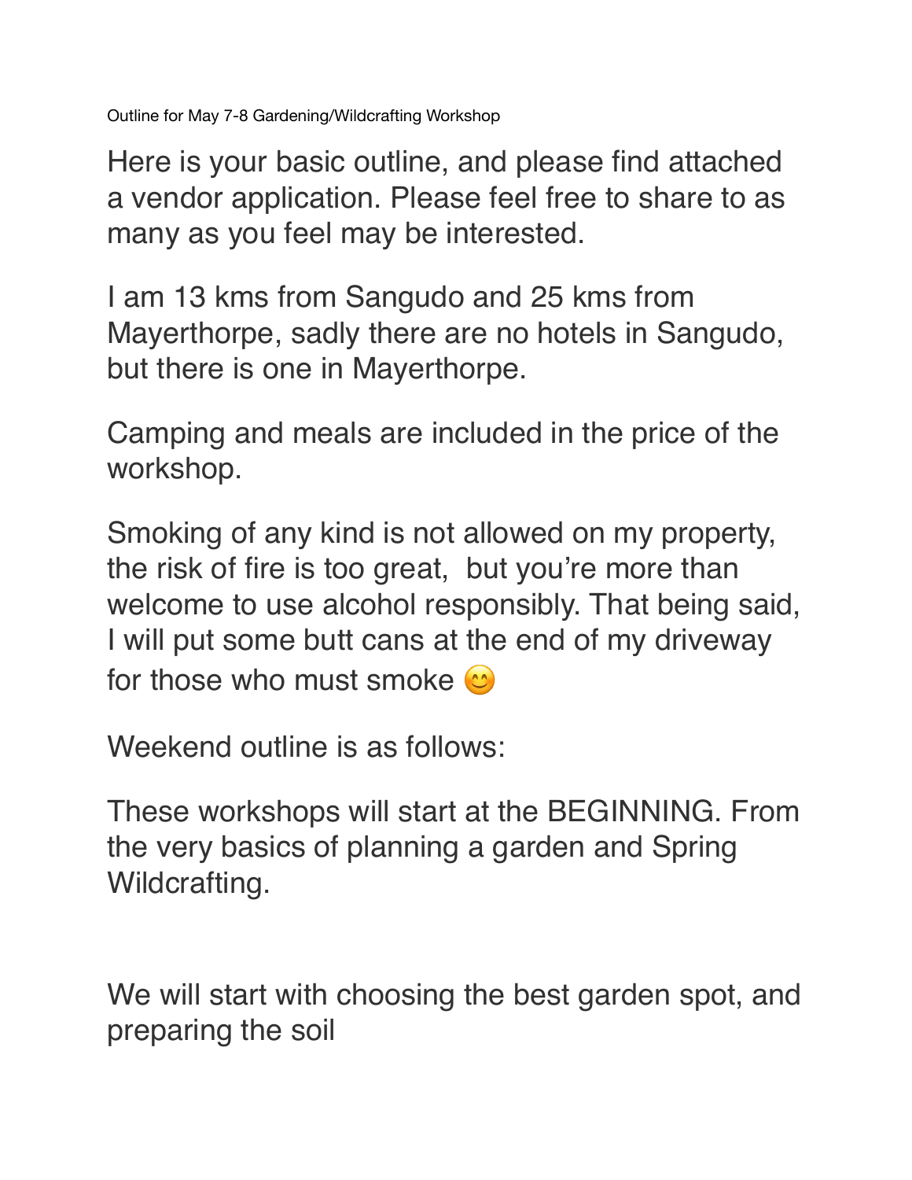Outline for May 7-8 Gardening/Wildcrafting Workshop

Here is your basic outline, and please find attached a vendor application. Please feel free to share to as many as you feel may be interested.

I am 13 kms from Sangudo and 25 kms from Mayerthorpe, sadly there are no hotels in Sangudo, but there is one in Mayerthorpe.

Camping and meals are included in the price of the workshop.

Smoking of any kind is not allowed on my property, the risk of fire is too great,  but you're more than welcome to use alcohol responsibly. That being said, I will put some butt cans at the end of my driveway for those who must smoke 😊

Weekend outline is as follows:

These workshops will start at the BEGINNING. From the very basics of planning a garden and Spring Wildcrafting.

We will start with choosing the best garden spot, and preparing the soil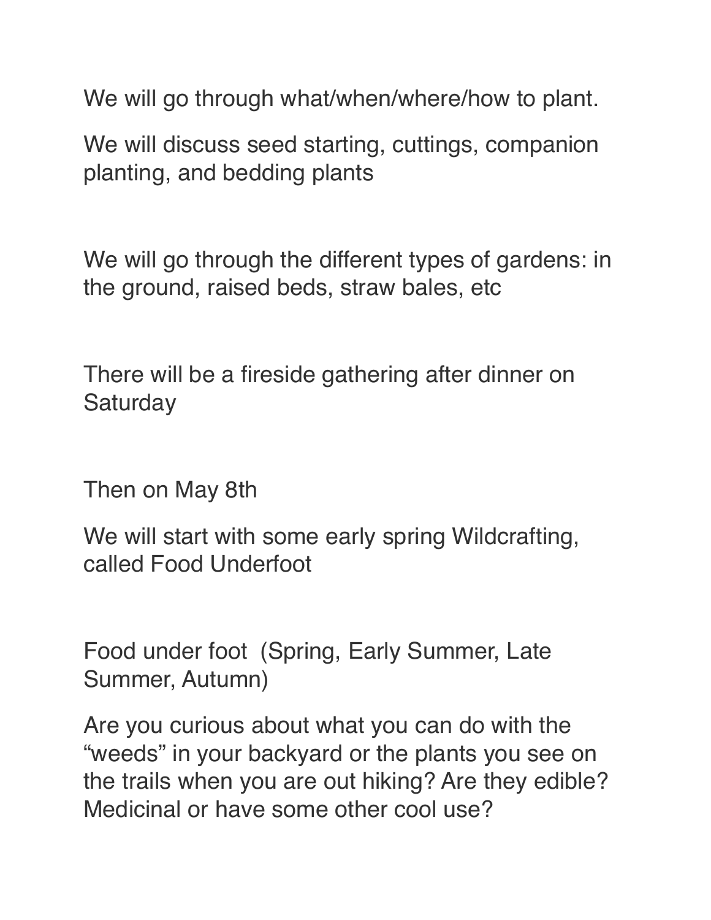We will go through what/when/where/how to plant.

We will discuss seed starting, cuttings, companion planting, and bedding plants

We will go through the different types of gardens: in the ground, raised beds, straw bales, etc

There will be a fireside gathering after dinner on Saturday

Then on May 8th

We will start with some early spring Wildcrafting, called Food Underfoot

Food under foot  (Spring, Early Summer, Late Summer, Autumn)

Are you curious about what you can do with the “weeds” in your backyard or the plants you see on the trails when you are out hiking? Are they edible? Medicinal or have some other cool use?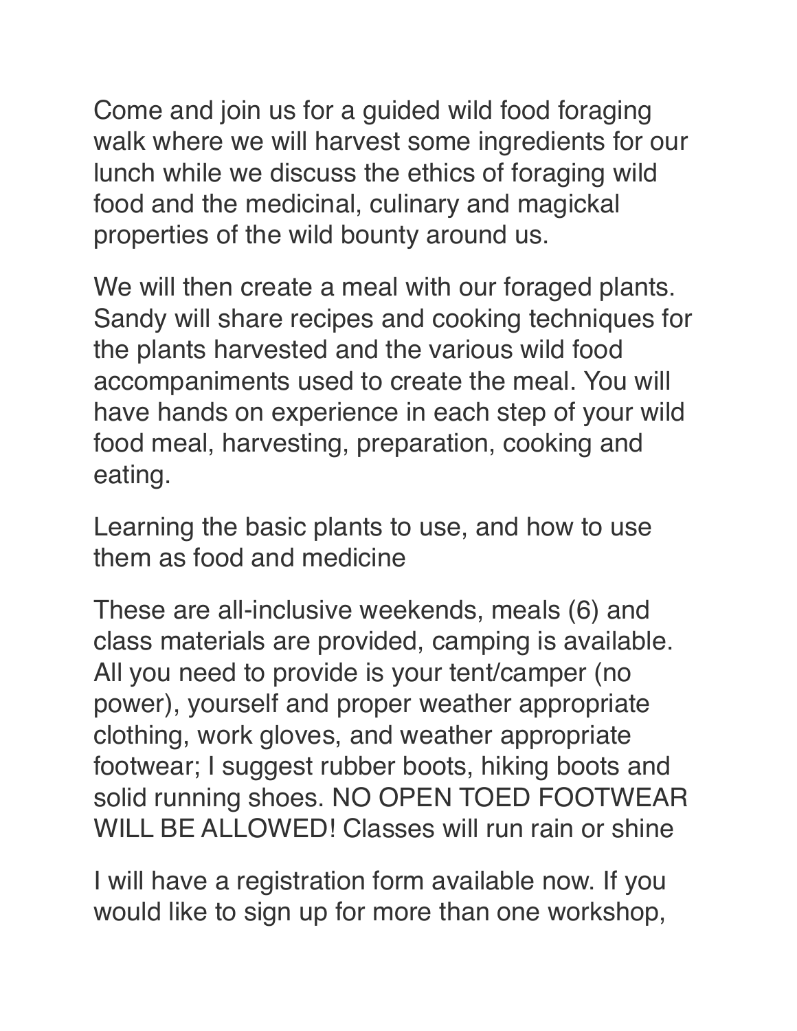Come and join us for a guided wild food foraging walk where we will harvest some ingredients for our lunch while we discuss the ethics of foraging wild food and the medicinal, culinary and magickal properties of the wild bounty around us.

We will then create a meal with our foraged plants. Sandy will share recipes and cooking techniques for the plants harvested and the various wild food accompaniments used to create the meal. You will have hands on experience in each step of your wild food meal, harvesting, preparation, cooking and eating.

Learning the basic plants to use, and how to use them as food and medicine

These are all-inclusive weekends, meals (6) and class materials are provided, camping is available. All you need to provide is your tent/camper (no power), yourself and proper weather appropriate clothing, work gloves, and weather appropriate footwear; I suggest rubber boots, hiking boots and solid running shoes. NO OPEN TOED FOOTWEAR WILL BE ALLOWED! Classes will run rain or shine

I will have a registration form available now. If you would like to sign up for more than one workshop,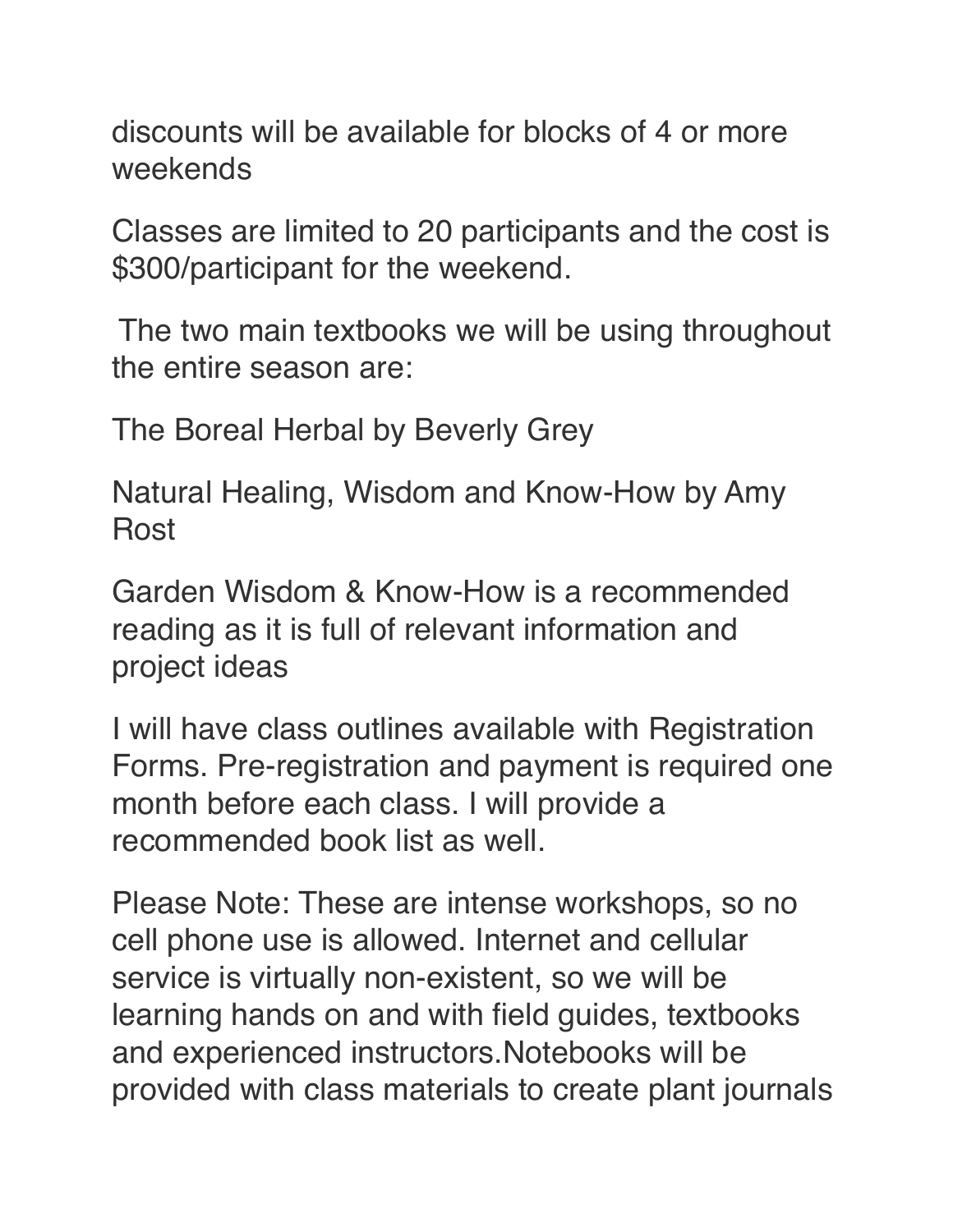discounts will be available for blocks of 4 or more weekends

Classes are limited to 20 participants and the cost is $300/participant for the weekend.

The two main textbooks we will be using throughout the entire season are:

The Boreal Herbal by Beverly Grey

Natural Healing, Wisdom and Know-How by Amy Rost

Garden Wisdom & Know-How is a recommended reading as it is full of relevant information and project ideas

I will have class outlines available with Registration Forms. Pre-registration and payment is required one month before each class. I will provide a recommended book list as well.

Please Note: These are intense workshops, so no cell phone use is allowed. Internet and cellular service is virtually non-existent, so we will be learning hands on and with field guides, textbooks and experienced instructors.Notebooks will be provided with class materials to create plant journals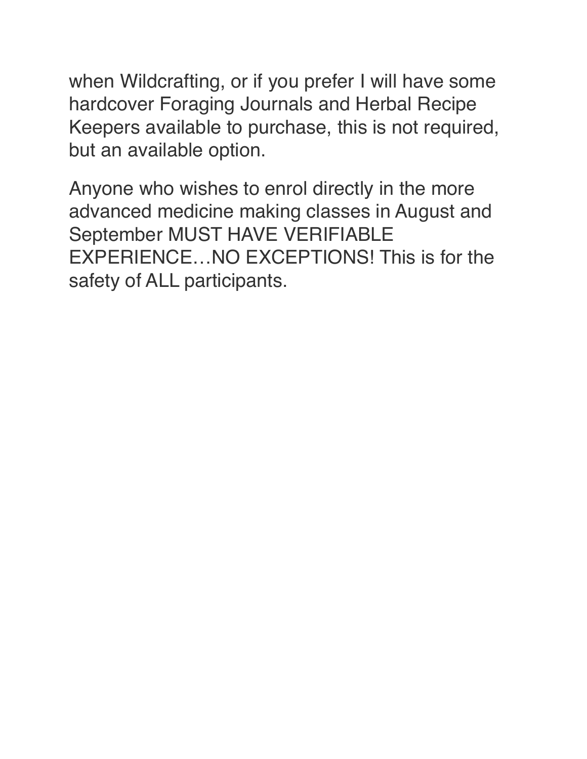when Wildcrafting, or if you prefer I will have some hardcover Foraging Journals and Herbal Recipe Keepers available to purchase, this is not required, but an available option.

Anyone who wishes to enrol directly in the more advanced medicine making classes in August and September MUST HAVE VERIFIABLE EXPERIENCE…NO EXCEPTIONS! This is for the safety of ALL participants.